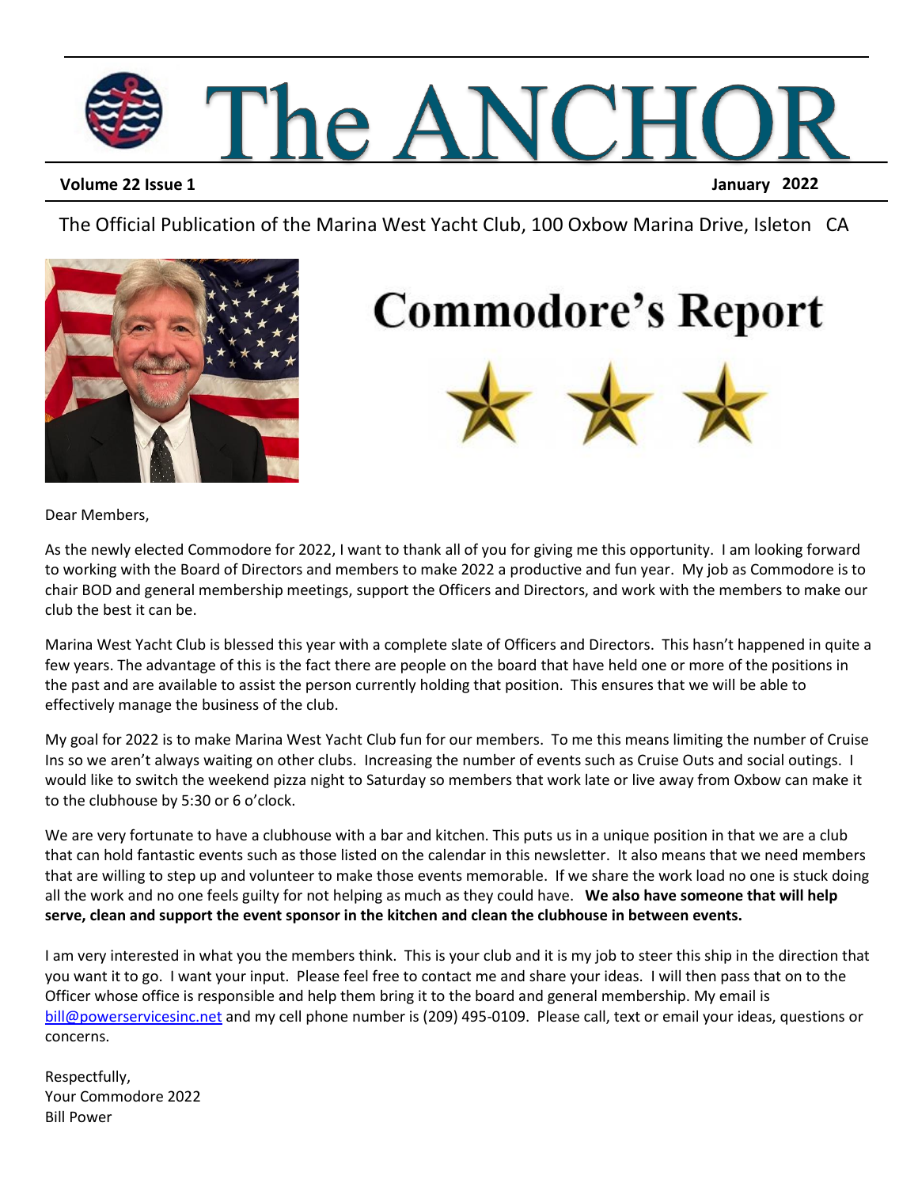# The ANCHOR

**Volume 22 Issue 1** **January 2022**

The Official Publication of the Marina West Yacht Club, 100 Oxbow Marina Drive, Isleton CA

## Commodore's Report

Dear Members,

As the newly elected Commodore for 2022, I want to thank all of you for giving me this opportunity. I am looking forward to working with the Board of Directors and members to make 2022 a productive and fun year. My job as Commodore is to chair BOD and general membership meetings, support the Officers and Directors, and work with the members to make our club the best it can be.

Marina West Yacht Club is blessed this year with a complete slate of Officers and Directors. This hasn't happened in quite a few years. The advantage of this is the fact there are people on the board that have held one or more of the positions in the past and are available to assist the person currently holding that position. This ensures that we will be able to effectively manage the business of the club.

My goal for 2022 is to make Marina West Yacht Club fun for our members. To me this means limiting the number of Cruise Ins so we aren't always waiting on other clubs. Increasing the number of events such as Cruise Outs and social outings. I would like to switch the weekend pizza night to Saturday so members that work late or live away from Oxbow can make it to the clubhouse by 5:30 or 6 o'clock.

We are very fortunate to have a clubhouse with a bar and kitchen. This puts us in a unique position in that we are a club that can hold fantastic events such as those listed on the calendar in this newsletter. It also means that we need members that are willing to step up and volunteer to make those events memorable. If we share the work load no one is stuck doing all the work and no one feels guilty for not helping as much as they could have. **We also have someone that will help serve, clean and support the event sponsor in the kitchen and clean the clubhouse in between events.**

I am very interested in what you the members think. This is your club and it is my job to steer this ship in the direction that you want it to go. I want your input. Please feel free to contact me and share your ideas. I will then pass that on to the Officer whose office is responsible and help them bring it to the board and general membership. My email is bill@powerservicesinc.net and my cell phone number is (209) 495-0109. Please call, text or email your ideas, questions or concerns.

Respectfully,
Your Commodore 2022
Bill Power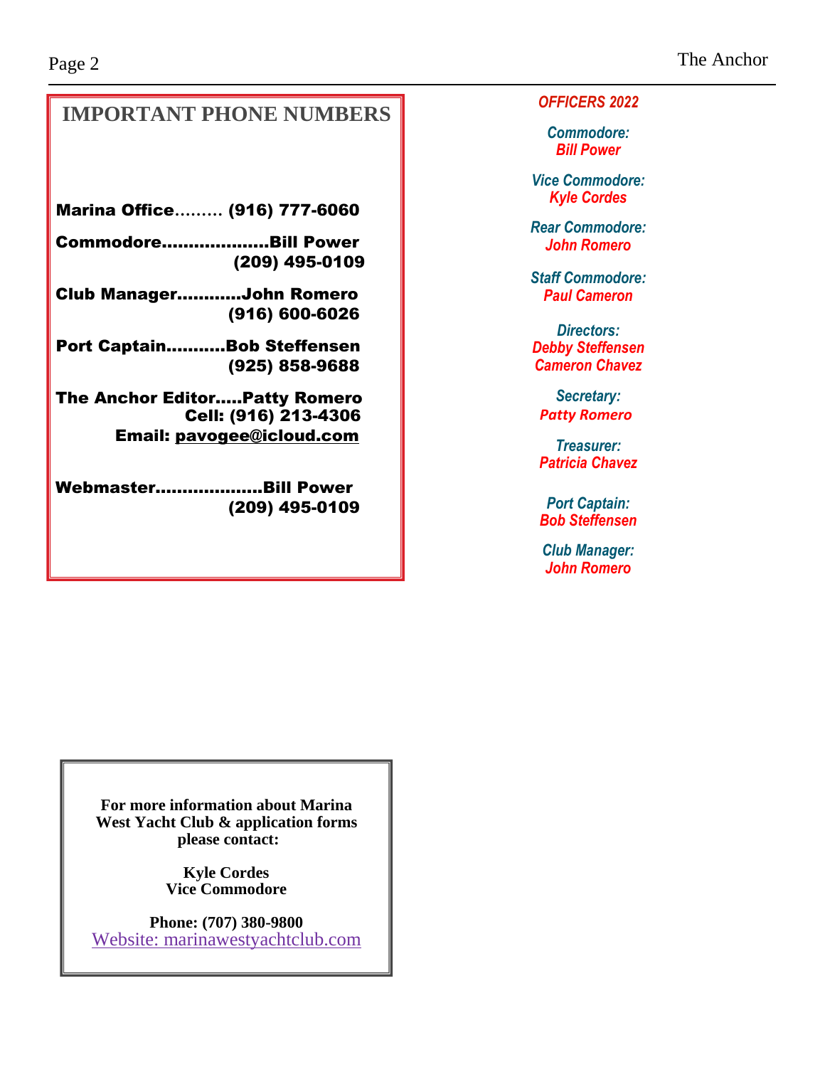## IMPORTANT PHONE NUMBERS

**Marina Office......... (916) 777-6060**

**Commodore...................Bill Power**
**(209) 495-0109**

**Club Manager............John Romero**
**(916) 600-6026**

**Port Captain..........Bob Steffensen**
**(925) 858-9688**

**The Anchor Editor.....Patty Romero**
**Cell: (916) 213-4306**
**Email: pavogee@icloud.com**

**Webmaster...................Bill Power**
**(209) 495-0109**

**For more information about Marina West Yacht Club & application forms please contact:**

**Kyle Cordes**
**Vice Commodore**

**Phone: (707) 380-9800**
Website: marinawestyachtclub.com

***OFFICERS 2022***

***Commodore:***
***Bill Power***

***Vice Commodore:***
***Kyle Cordes***

***Rear Commodore:***
***John Romero***

***Staff Commodore:***
***Paul Cameron***

***Directors:***
***Debby Steffensen***
***Cameron Chavez***

***Secretary:***
***Patty Romero***

***Treasurer:***
***Patricia Chavez***

***Port Captain:***
***Bob Steffensen***

***Club Manager:***
***John Romero***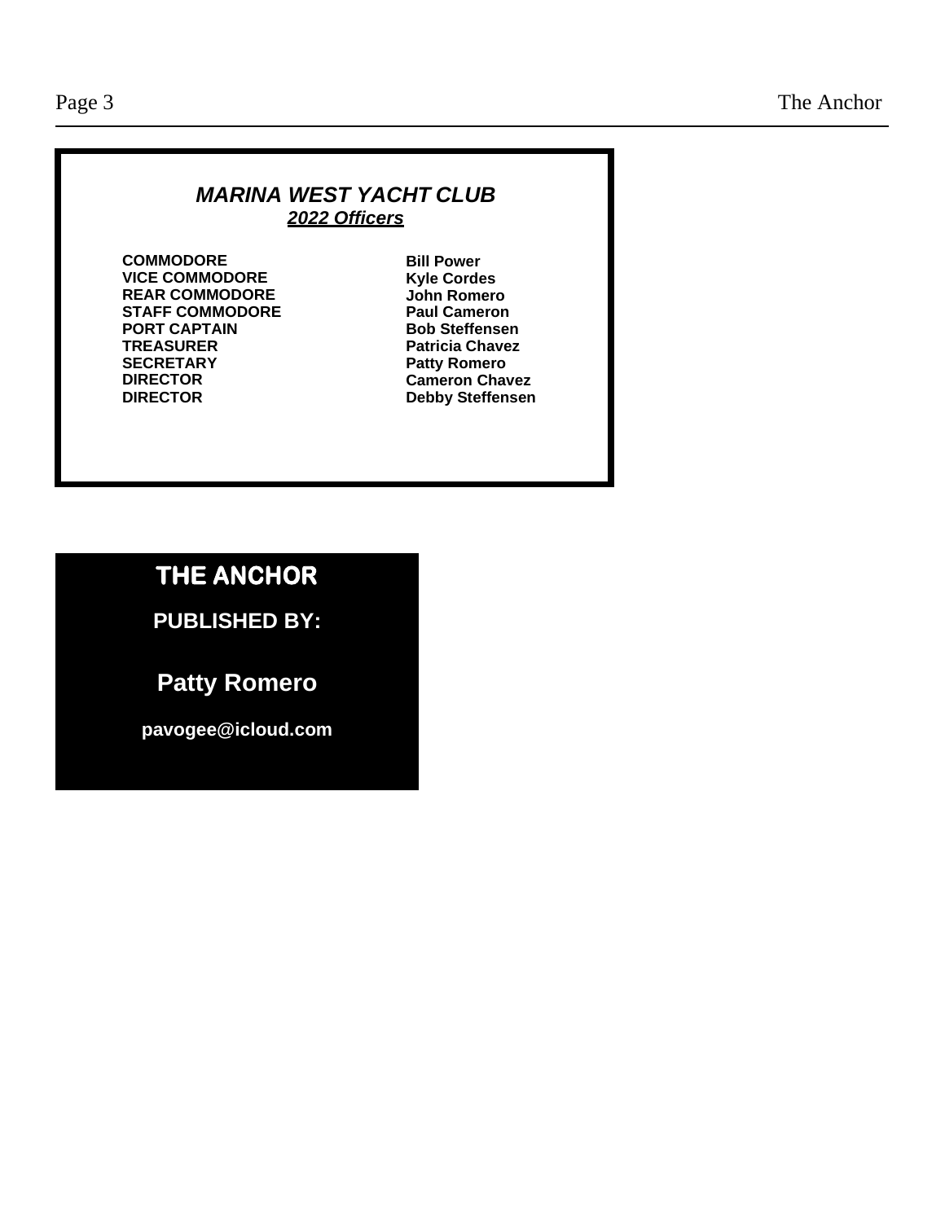## *MARINA WEST YACHT CLUB*

***2022 Officers***

| | |
|---|---|
| **COMMODORE** | **Bill Power** |
| **VICE COMMODORE** | **Kyle Cordes** |
| **REAR COMMODORE** | **John Romero** |
| **STAFF COMMODORE** | **Paul Cameron** |
| **PORT CAPTAIN** | **Bob Steffensen** |
| **TREASURER** | **Patricia Chavez** |
| **SECRETARY** | **Patty Romero** |
| **DIRECTOR** | **Cameron Chavez** |
| **DIRECTOR** | **Debby Steffensen** |

## THE ANCHOR

**PUBLISHED BY:**

**Patty Romero**

**pavogee@icloud.com**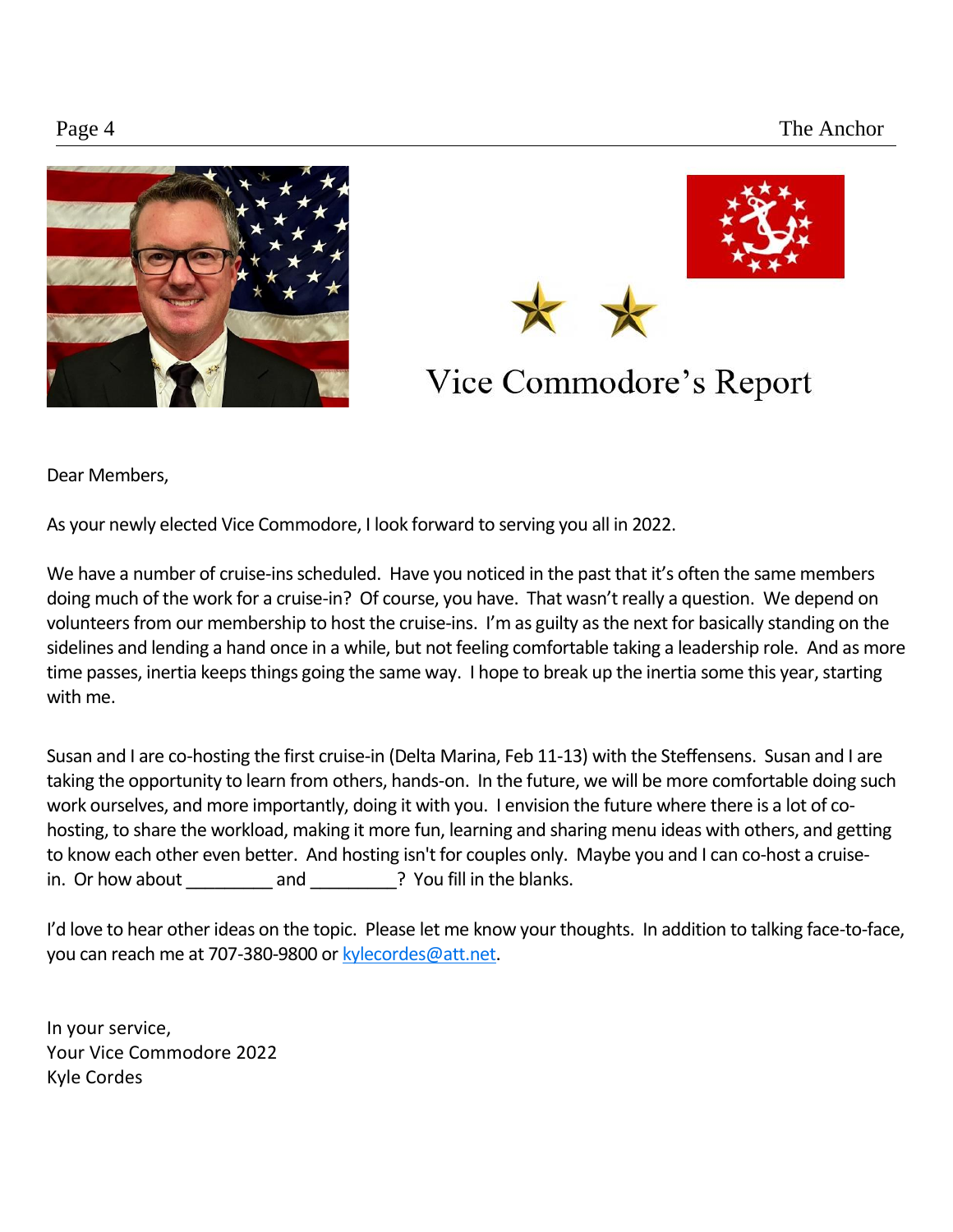# Vice Commodore's Report

Dear Members,

As your newly elected Vice Commodore, I look forward to serving you all in 2022.

We have a number of cruise-ins scheduled. Have you noticed in the past that it's often the same members doing much of the work for a cruise-in? Of course, you have. That wasn't really a question. We depend on volunteers from our membership to host the cruise-ins. I'm as guilty as the next for basically standing on the sidelines and lending a hand once in a while, but not feeling comfortable taking a leadership role. And as more time passes, inertia keeps things going the same way. I hope to break up the inertia some this year, starting with me.

Susan and I are co-hosting the first cruise-in (Delta Marina, Feb 11-13) with the Steffensens. Susan and I are taking the opportunity to learn from others, hands-on. In the future, we will be more comfortable doing such work ourselves, and more importantly, doing it with you. I envision the future where there is a lot of co-hosting, to share the workload, making it more fun, learning and sharing menu ideas with others, and getting to know each other even better. And hosting isn't for couples only. Maybe you and I can co-host a cruise-in. Or how about _________ and _________? You fill in the blanks.

I'd love to hear other ideas on the topic. Please let me know your thoughts. In addition to talking face-to-face, you can reach me at 707-380-9800 or kylecordes@att.net.

In your service,
Your Vice Commodore 2022
Kyle Cordes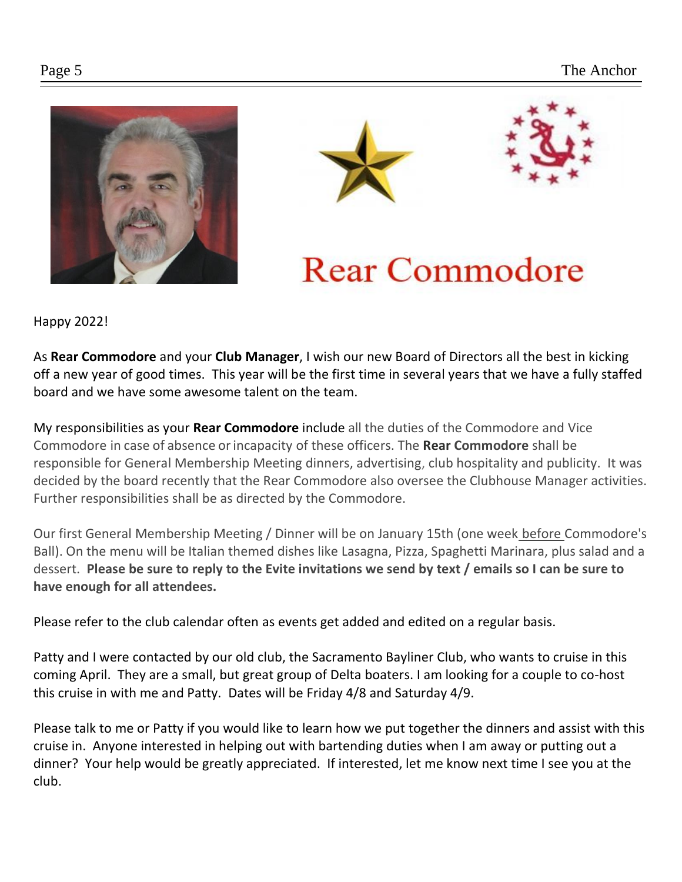# Rear Commodore

Happy 2022!

As **Rear Commodore** and your **Club Manager**, I wish our new Board of Directors all the best in kicking off a new year of good times. This year will be the first time in several years that we have a fully staffed board and we have some awesome talent on the team.

My responsibilities as your **Rear Commodore** include all the duties of the Commodore and Vice Commodore in case of absence or incapacity of these officers. The **Rear Commodore** shall be responsible for General Membership Meeting dinners, advertising, club hospitality and publicity. It was decided by the board recently that the Rear Commodore also oversee the Clubhouse Manager activities. Further responsibilities shall be as directed by the Commodore.

Our first General Membership Meeting / Dinner will be on January 15th (one week before Commodore's Ball). On the menu will be Italian themed dishes like Lasagna, Pizza, Spaghetti Marinara, plus salad and a dessert. **Please be sure to reply to the Evite invitations we send by text / emails so I can be sure to have enough for all attendees.**

Please refer to the club calendar often as events get added and edited on a regular basis.

Patty and I were contacted by our old club, the Sacramento Bayliner Club, who wants to cruise in this coming April. They are a small, but great group of Delta boaters. I am looking for a couple to co-host this cruise in with me and Patty. Dates will be Friday 4/8 and Saturday 4/9.

Please talk to me or Patty if you would like to learn how we put together the dinners and assist with this cruise in. Anyone interested in helping out with bartending duties when I am away or putting out a dinner? Your help would be greatly appreciated. If interested, let me know next time I see you at the club.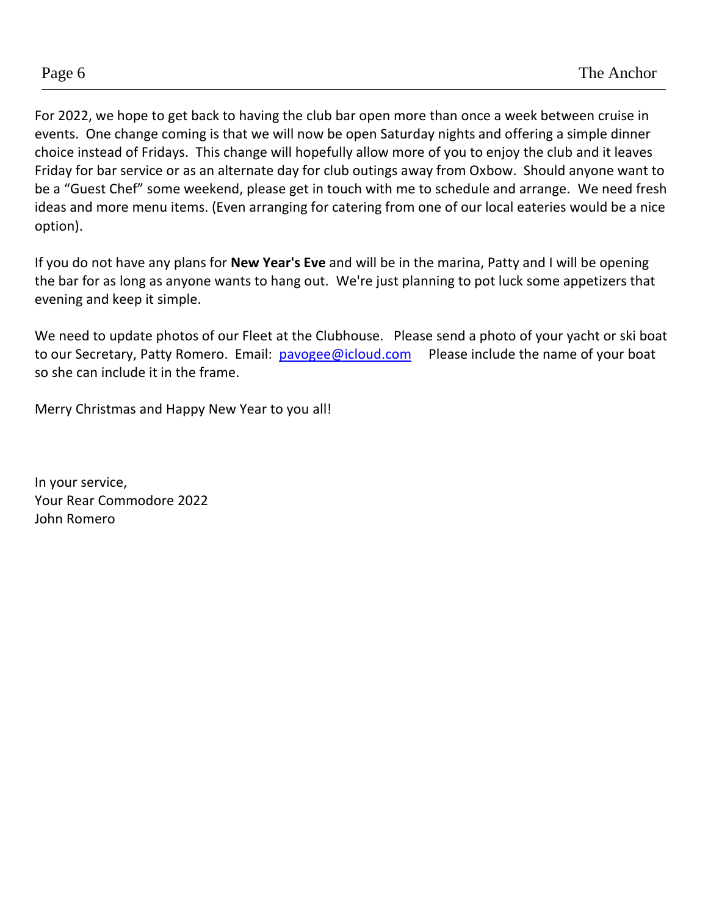For 2022, we hope to get back to having the club bar open more than once a week between cruise in events. One change coming is that we will now be open Saturday nights and offering a simple dinner choice instead of Fridays. This change will hopefully allow more of you to enjoy the club and it leaves Friday for bar service or as an alternate day for club outings away from Oxbow. Should anyone want to be a "Guest Chef" some weekend, please get in touch with me to schedule and arrange. We need fresh ideas and more menu items. (Even arranging for catering from one of our local eateries would be a nice option).

If you do not have any plans for **New Year's Eve** and will be in the marina, Patty and I will be opening the bar for as long as anyone wants to hang out. We're just planning to pot luck some appetizers that evening and keep it simple.

We need to update photos of our Fleet at the Clubhouse. Please send a photo of your yacht or ski boat to our Secretary, Patty Romero. Email: [pavogee@icloud.com](mailto:pavogee@icloud.com) Please include the name of your boat so she can include it in the frame.

Merry Christmas and Happy New Year to you all!

In your service,
Your Rear Commodore 2022
John Romero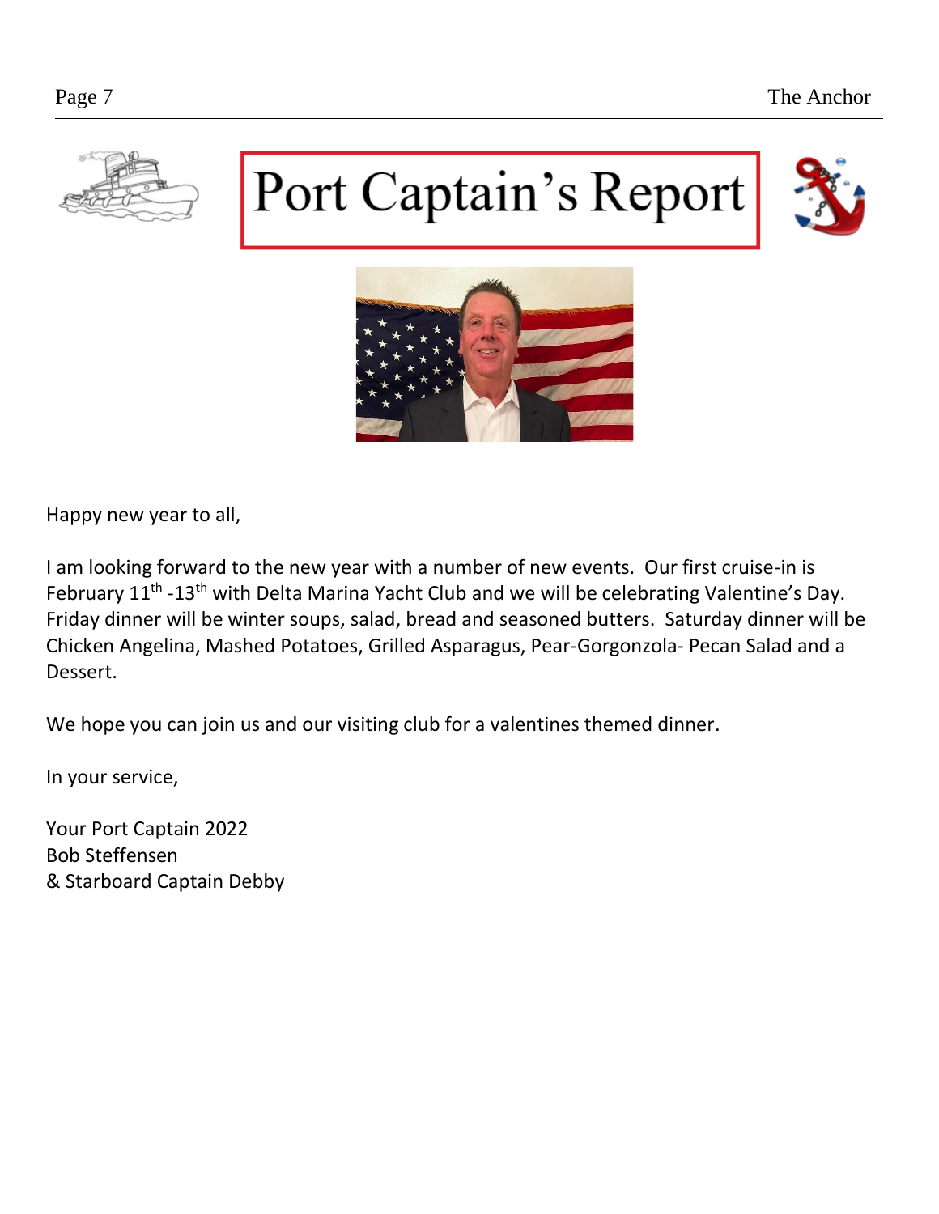# Port Captain's Report

Happy new year to all,

I am looking forward to the new year with a number of new events. Our first cruise-in is February 11th -13th with Delta Marina Yacht Club and we will be celebrating Valentine's Day. Friday dinner will be winter soups, salad, bread and seasoned butters. Saturday dinner will be Chicken Angelina, Mashed Potatoes, Grilled Asparagus, Pear-Gorgonzola- Pecan Salad and a Dessert.

We hope you can join us and our visiting club for a valentines themed dinner.

In your service,

Your Port Captain 2022
Bob Steffensen
& Starboard Captain Debby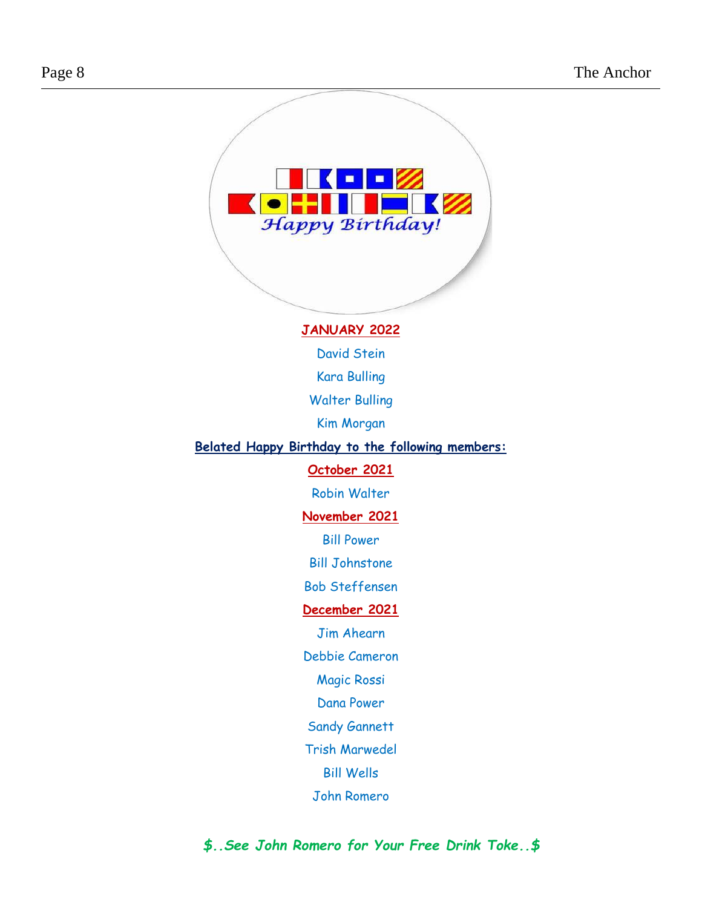*Happy Birthday!*

**JANUARY 2022**

David Stein

Kara Bulling

Walter Bulling

Kim Morgan

**Belated Happy Birthday to the following members:**

**October 2021**

Robin Walter

**November 2021**

Bill Power

Bill Johnstone

Bob Steffensen

**December 2021**

Jim Ahearn

Debbie Cameron

Magic Rossi

Dana Power

Sandy Gannett

Trish Marwedel

Bill Wells

John Romero

***$..See John Romero for Your Free Drink Toke..$***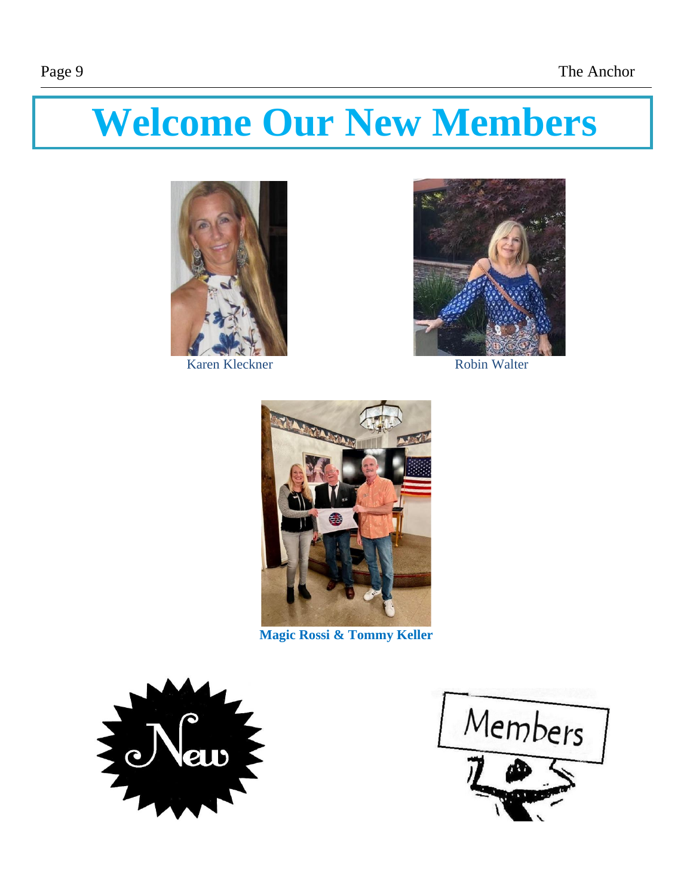# Welcome Our New Members

Karen Kleckner

Robin Walter

**Magic Rossi & Tommy Keller**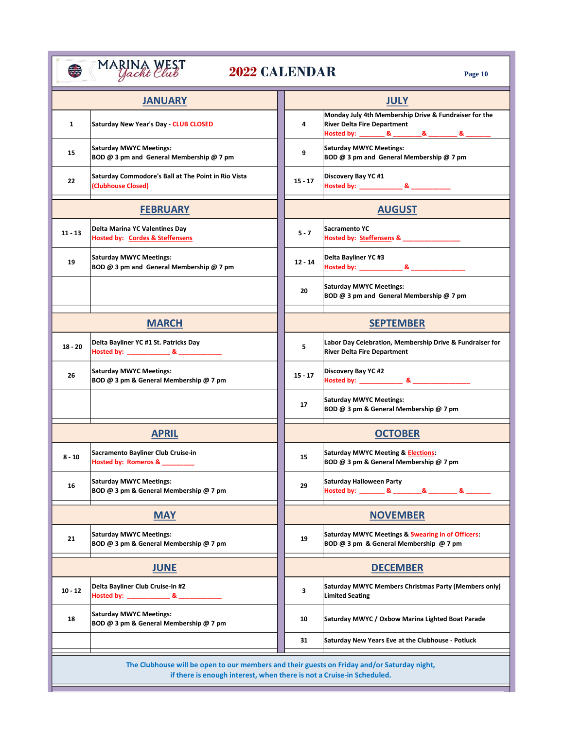# MARINA WEST Yacht Club

## 2022 CALENDAR

### JANUARY

| Date | Event |
|---|---|
| 1 | Saturday New Year's Day - CLUB CLOSED |
| 15 | Saturday MWYC Meetings: BOD @ 3 pm and General Membership @ 7 pm |
| 22 | Saturday Commodore's Ball at The Point in Rio Vista (Clubhouse Closed) |

### FEBRUARY

| Date | Event |
|---|---|
| 11 - 13 | Delta Marina YC Valentines Day<br>Hosted by: Cordes & Steffensens |
| 19 | Saturday MWYC Meetings: BOD @ 3 pm and General Membership @ 7 pm |

### MARCH

| Date | Event |
|---|---|
| 18 - 20 | Delta Bayliner YC #1 St. Patricks Day<br>Hosted by: ___________ & ___________ |
| 26 | Saturday MWYC Meetings: BOD @ 3 pm & General Membership @ 7 pm |

### APRIL

| Date | Event |
|---|---|
| 8 - 10 | Sacramento Bayliner Club Cruise-in<br>Hosted by: Romeros & _________ |
| 16 | Saturday MWYC Meetings: BOD @ 3 pm & General Membership @ 7 pm |

### MAY

| Date | Event |
|---|---|
| 21 | Saturday MWYC Meetings: BOD @ 3 pm & General Membership @ 7 pm |

### JUNE

| Date | Event |
|---|---|
| 10 - 12 | Delta Bayliner Club Cruise-In #2<br>Hosted by: ___________ & ___________ |
| 18 | Saturday MWYC Meetings: BOD @ 3 pm & General Membership @ 7 pm |

### JULY

| Date | Event |
|---|---|
| 4 | Monday July 4th Membership Drive & Fundraiser for the River Delta Fire Department<br>Hosted by: _______ & _______ & _______ & _______ |
| 9 | Saturday MWYC Meetings: BOD @ 3 pm and General Membership @ 7 pm |
| 15 - 17 | Discovery Bay YC #1<br>Hosted by: ___________ & ___________ |

### AUGUST

| Date | Event |
|---|---|
| 5 - 7 | Sacramento YC<br>Hosted by: Steffensens & _______________ |
| 12 - 14 | Delta Bayliner YC #3<br>Hosted by: ___________ & _______________ |
| 20 | Saturday MWYC Meetings: BOD @ 3 pm and General Membership @ 7 pm |

### SEPTEMBER

| Date | Event |
|---|---|
| 5 | Labor Day Celebration, Membership Drive & Fundraiser for River Delta Fire Department |
| 15 - 17 | Discovery Bay YC #2<br>Hosted by: ___________ & _______________ |
| 17 | Saturday MWYC Meetings: BOD @ 3 pm & General Membership @ 7 pm |

### OCTOBER

| Date | Event |
|---|---|
| 15 | Saturday MWYC Meeting & Elections: BOD @ 3 pm & General Membership @ 7 pm |
| 29 | Saturday Halloween Party<br>Hosted by: _______ & _______ & _______ & _______ |

### NOVEMBER

| Date | Event |
|---|---|
| 19 | Saturday MWYC Meetings & Swearing in of Officers: BOD @ 3 pm & General Membership @ 7 pm |

### DECEMBER

| Date | Event |
|---|---|
| 3 | Saturday MWYC Members Christmas Party (Members only) Limited Seating |
| 10 | Saturday MWYC / Oxbow Marina Lighted Boat Parade |
| 31 | Saturday New Years Eve at the Clubhouse - Potluck |

The Clubhouse will be open to our members and their guests on Friday and/or Saturday night, if there is enough interest, when there is not a Cruise-in Scheduled.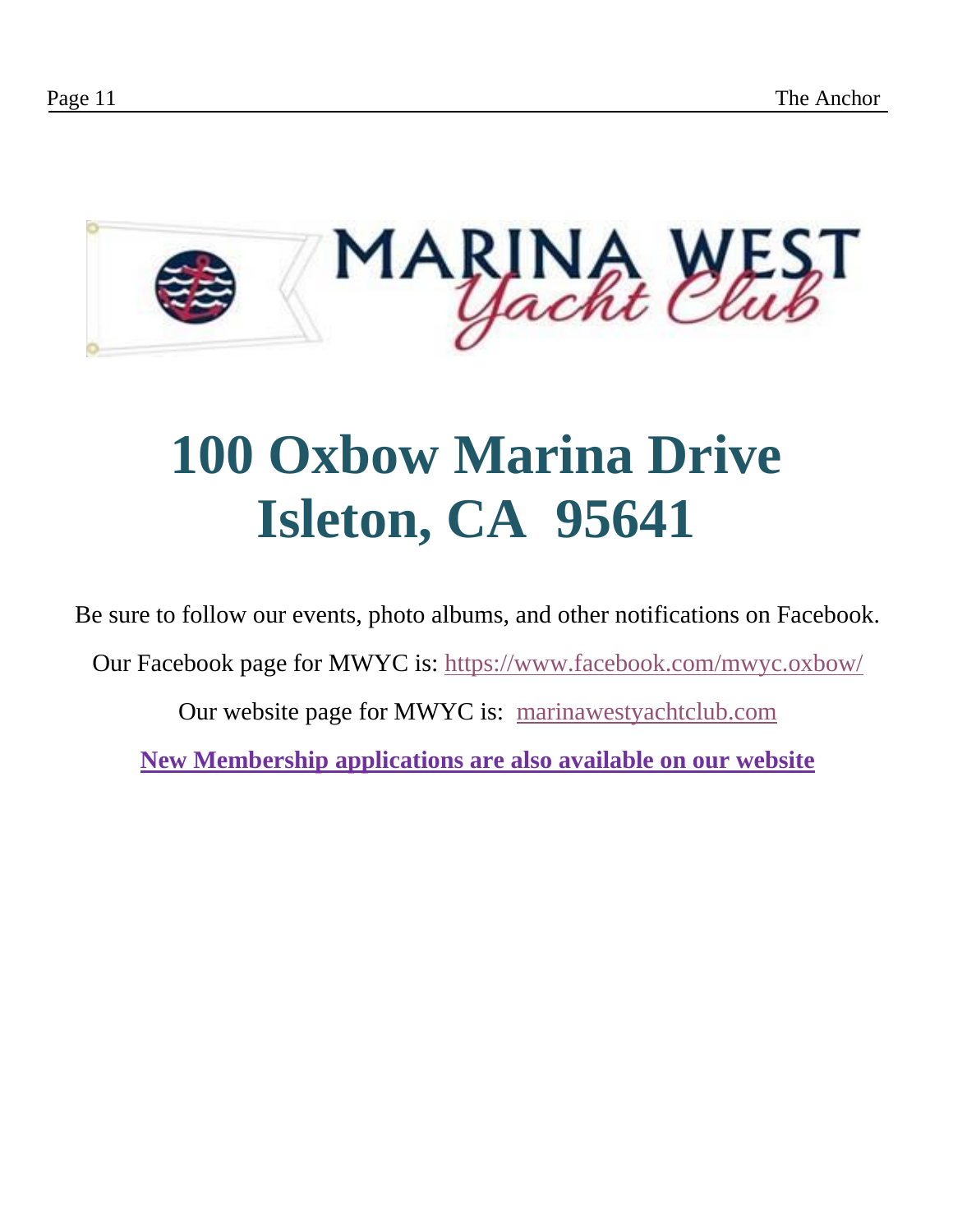# 100 Oxbow Marina Drive
# Isleton, CA 95641

Be sure to follow our events, photo albums, and other notifications on Facebook.

Our Facebook page for MWYC is: https://www.facebook.com/mwyc.oxbow/

Our website page for MWYC is: marinawestyachtclub.com

**New Membership applications are also available on our website**